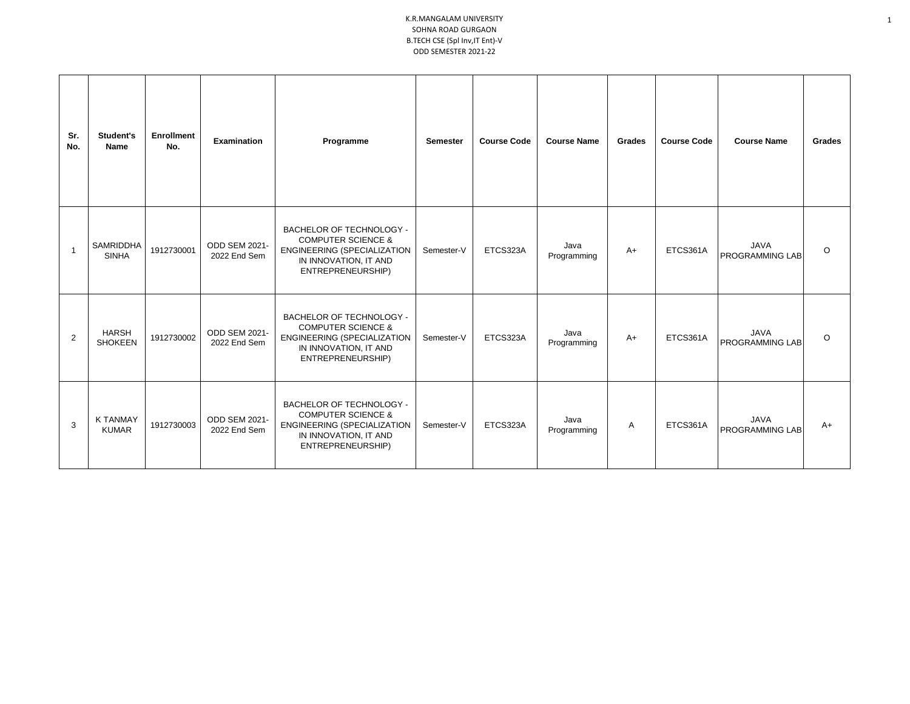K.R.MANGALAM UNIVERSITY
SOHNA ROAD GURGAON
B.TECH CSE (Spl Inv,IT Ent)-V
ODD SEMESTER 2021-22

| Sr. No. | Student's Name | Enrollment No. | Examination | Programme | Semester | Course Code | Course Name | Grades | Course Code | Course Name | Grades |
|---|---|---|---|---|---|---|---|---|---|---|---|
| 1 | SAMRIDDHA SINHA | 1912730001 | ODD SEM 2021-2022 End Sem | BACHELOR OF TECHNOLOGY - COMPUTER SCIENCE & ENGINEERING (SPECIALIZATION IN INNOVATION, IT AND ENTREPRENEURSHIP) | Semester-V | ETCS323A | Java Programming | A+ | ETCS361A | JAVA PROGRAMMING LAB | O |
| 2 | HARSH SHOKEEN | 1912730002 | ODD SEM 2021-2022 End Sem | BACHELOR OF TECHNOLOGY - COMPUTER SCIENCE & ENGINEERING (SPECIALIZATION IN INNOVATION, IT AND ENTREPRENEURSHIP) | Semester-V | ETCS323A | Java Programming | A+ | ETCS361A | JAVA PROGRAMMING LAB | O |
| 3 | K TANMAY KUMAR | 1912730003 | ODD SEM 2021-2022 End Sem | BACHELOR OF TECHNOLOGY - COMPUTER SCIENCE & ENGINEERING (SPECIALIZATION IN INNOVATION, IT AND ENTREPRENEURSHIP) | Semester-V | ETCS323A | Java Programming | A | ETCS361A | JAVA PROGRAMMING LAB | A+ |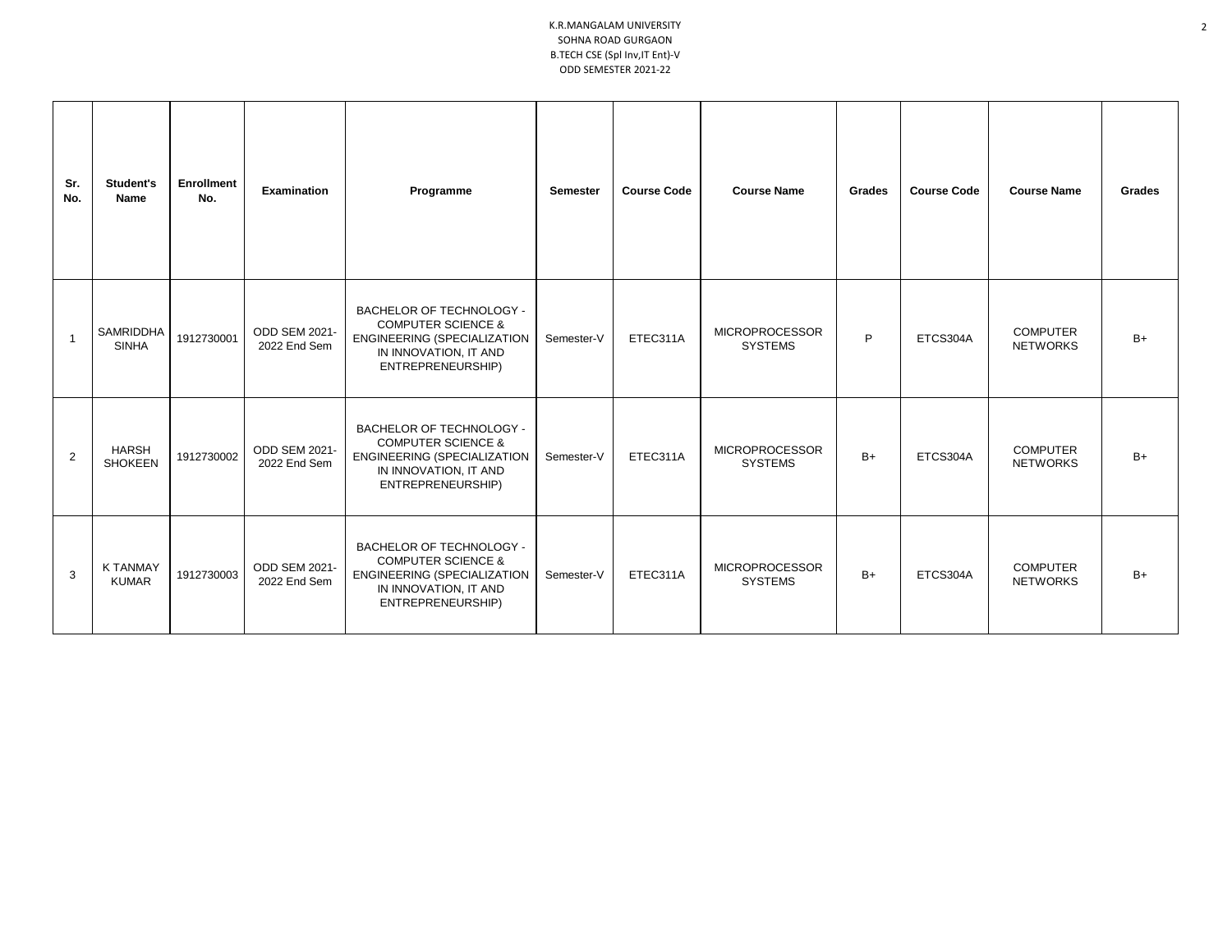K.R.MANGALAM UNIVERSITY
SOHNA ROAD GURGAON
B.TECH CSE (Spl Inv,IT Ent)-V
ODD SEMESTER 2021-22

| Sr. No. | Student's Name | Enrollment No. | Examination | Programme | Semester | Course Code | Course Name | Grades | Course Code | Course Name | Grades |
|---|---|---|---|---|---|---|---|---|---|---|---|
| 1 | SAMRIDDHA SINHA | 1912730001 | ODD SEM 2021-2022 End Sem | BACHELOR OF TECHNOLOGY - COMPUTER SCIENCE & ENGINEERING (SPECIALIZATION IN INNOVATION, IT AND ENTREPRENEURSHIP) | Semester-V | ETEC311A | MICROPROCESSOR SYSTEMS | P | ETCS304A | COMPUTER NETWORKS | B+ |
| 2 | HARSH SHOKEEN | 1912730002 | ODD SEM 2021-2022 End Sem | BACHELOR OF TECHNOLOGY - COMPUTER SCIENCE & ENGINEERING (SPECIALIZATION IN INNOVATION, IT AND ENTREPRENEURSHIP) | Semester-V | ETEC311A | MICROPROCESSOR SYSTEMS | B+ | ETCS304A | COMPUTER NETWORKS | B+ |
| 3 | K TANMAY KUMAR | 1912730003 | ODD SEM 2021-2022 End Sem | BACHELOR OF TECHNOLOGY - COMPUTER SCIENCE & ENGINEERING (SPECIALIZATION IN INNOVATION, IT AND ENTREPRENEURSHIP) | Semester-V | ETEC311A | MICROPROCESSOR SYSTEMS | B+ | ETCS304A | COMPUTER NETWORKS | B+ |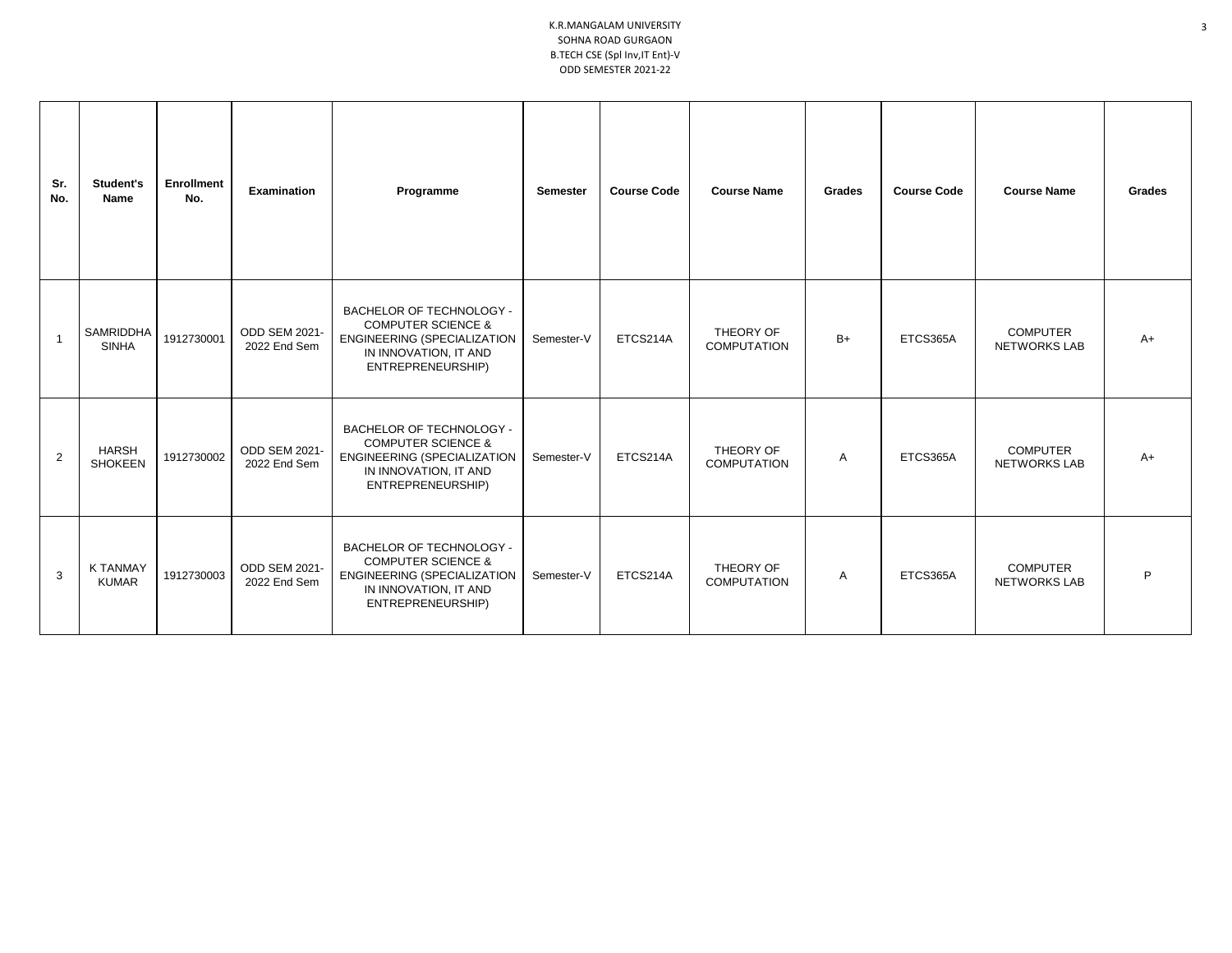K.R.MANGALAM UNIVERSITY
SOHNA ROAD GURGAON
B.TECH CSE (Spl Inv,IT Ent)-V
ODD SEMESTER 2021-22

| Sr. No. | Student's Name | Enrollment No. | Examination | Programme | Semester | Course Code | Course Name | Grades | Course Code | Course Name | Grades |
|---|---|---|---|---|---|---|---|---|---|---|---|
| 1 | SAMRIDDHA SINHA | 1912730001 | ODD SEM 2021-2022 End Sem | BACHELOR OF TECHNOLOGY - COMPUTER SCIENCE & ENGINEERING (SPECIALIZATION IN INNOVATION, IT AND ENTREPRENEURSHIP) | Semester-V | ETCS214A | THEORY OF COMPUTATION | B+ | ETCS365A | COMPUTER NETWORKS LAB | A+ |
| 2 | HARSH SHOKEEN | 1912730002 | ODD SEM 2021-2022 End Sem | BACHELOR OF TECHNOLOGY - COMPUTER SCIENCE & ENGINEERING (SPECIALIZATION IN INNOVATION, IT AND ENTREPRENEURSHIP) | Semester-V | ETCS214A | THEORY OF COMPUTATION | A | ETCS365A | COMPUTER NETWORKS LAB | A+ |
| 3 | K TANMAY KUMAR | 1912730003 | ODD SEM 2021-2022 End Sem | BACHELOR OF TECHNOLOGY - COMPUTER SCIENCE & ENGINEERING (SPECIALIZATION IN INNOVATION, IT AND ENTREPRENEURSHIP) | Semester-V | ETCS214A | THEORY OF COMPUTATION | A | ETCS365A | COMPUTER NETWORKS LAB | P |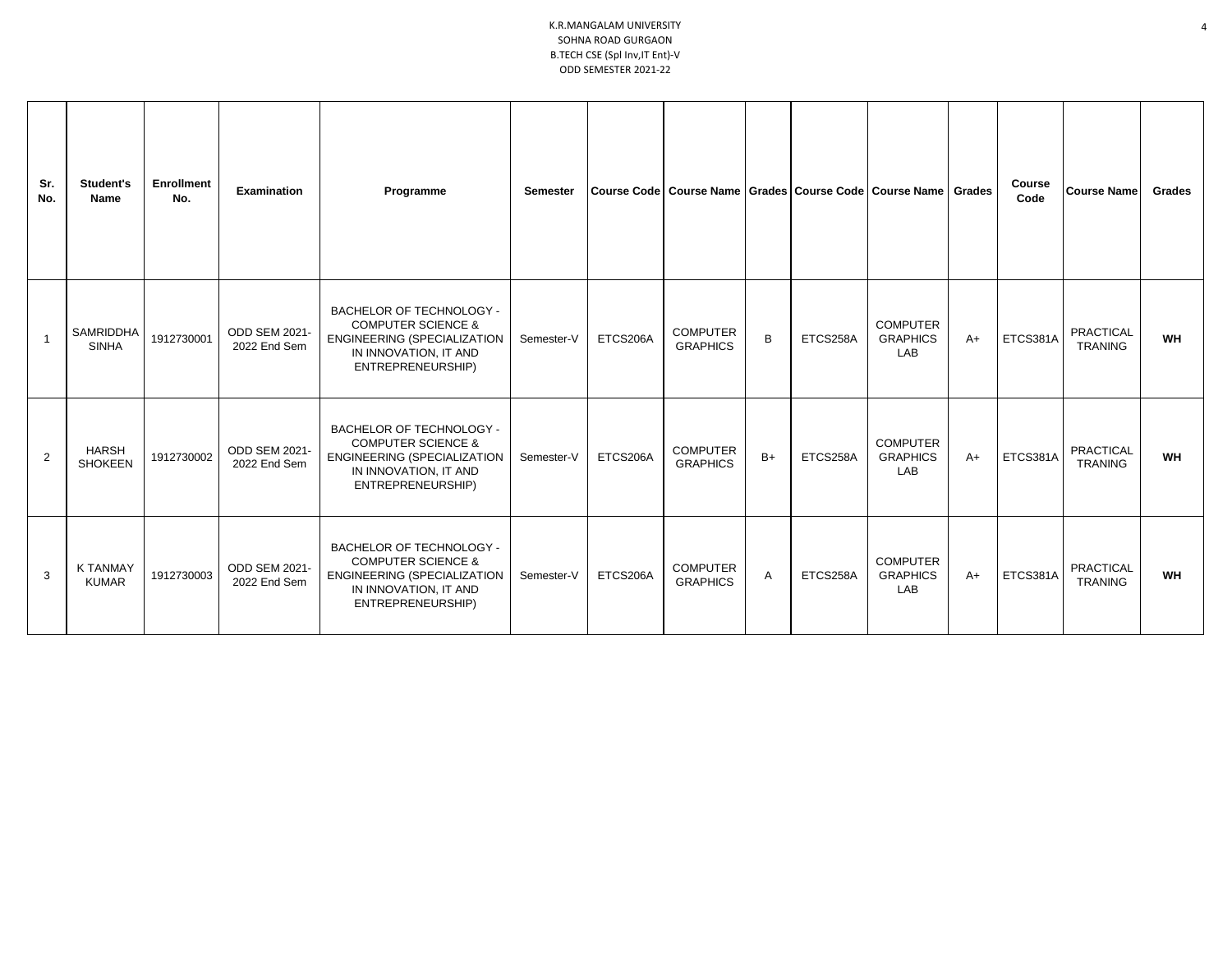K.R.MANGALAM UNIVERSITY
SOHNA ROAD GURGAON
B.TECH CSE (Spl Inv,IT Ent)-V
ODD SEMESTER 2021-22

| Sr. No. | Student's Name | Enrollment No. | Examination | Programme | Semester | Course Code | Course Name | Grades | Course Code | Course Name | Grades | Course Code | Course Name | Grades |
|---|---|---|---|---|---|---|---|---|---|---|---|---|---|---|
| 1 | SAMRIDDHA SINHA | 1912730001 | ODD SEM 2021-2022 End Sem | BACHELOR OF TECHNOLOGY - COMPUTER SCIENCE & ENGINEERING (SPECIALIZATION IN INNOVATION, IT AND ENTREPRENEURSHIP) | Semester-V | ETCS206A | COMPUTER GRAPHICS | B | ETCS258A | COMPUTER GRAPHICS LAB | A+ | ETCS381A | PRACTICAL TRANING | **WH** |
| 2 | HARSH SHOKEEN | 1912730002 | ODD SEM 2021-2022 End Sem | BACHELOR OF TECHNOLOGY - COMPUTER SCIENCE & ENGINEERING (SPECIALIZATION IN INNOVATION, IT AND ENTREPRENEURSHIP) | Semester-V | ETCS206A | COMPUTER GRAPHICS | B+ | ETCS258A | COMPUTER GRAPHICS LAB | A+ | ETCS381A | PRACTICAL TRANING | **WH** |
| 3 | K TANMAY KUMAR | 1912730003 | ODD SEM 2021-2022 End Sem | BACHELOR OF TECHNOLOGY - COMPUTER SCIENCE & ENGINEERING (SPECIALIZATION IN INNOVATION, IT AND ENTREPRENEURSHIP) | Semester-V | ETCS206A | COMPUTER GRAPHICS | A | ETCS258A | COMPUTER GRAPHICS LAB | A+ | ETCS381A | PRACTICAL TRANING | **WH** |